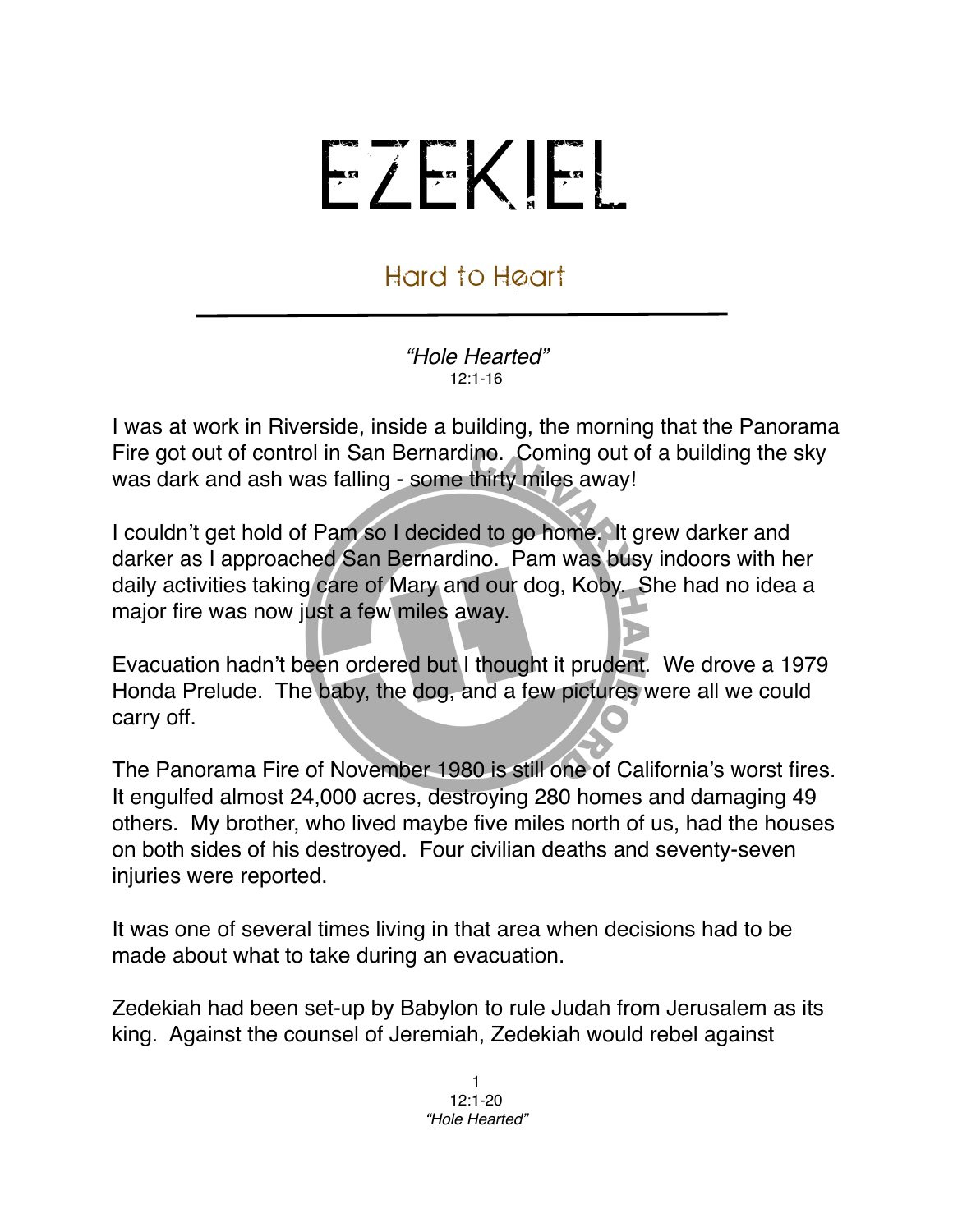# EZEKIEL

## Hard to Heart

*"Hole Hearted"*
12:1-16

I was at work in Riverside, inside a building, the morning that the Panorama Fire got out of control in San Bernardino. Coming out of a building the sky was dark and ash was falling - some thirty miles away!

I couldn't get hold of Pam so I decided to go home. It grew darker and darker as I approached San Bernardino. Pam was busy indoors with her daily activities taking care of Mary and our dog, Koby. She had no idea a major fire was now just a few miles away.

Evacuation hadn't been ordered but I thought it prudent. We drove a 1979 Honda Prelude. The baby, the dog, and a few pictures were all we could carry off.

The Panorama Fire of November 1980 is still one of California's worst fires. It engulfed almost 24,000 acres, destroying 280 homes and damaging 49 others. My brother, who lived maybe five miles north of us, had the houses on both sides of his destroyed. Four civilian deaths and seventy-seven injuries were reported.

It was one of several times living in that area when decisions had to be made about what to take during an evacuation.

Zedekiah had been set-up by Babylon to rule Judah from Jerusalem as its king. Against the counsel of Jeremiah, Zedekiah would rebel against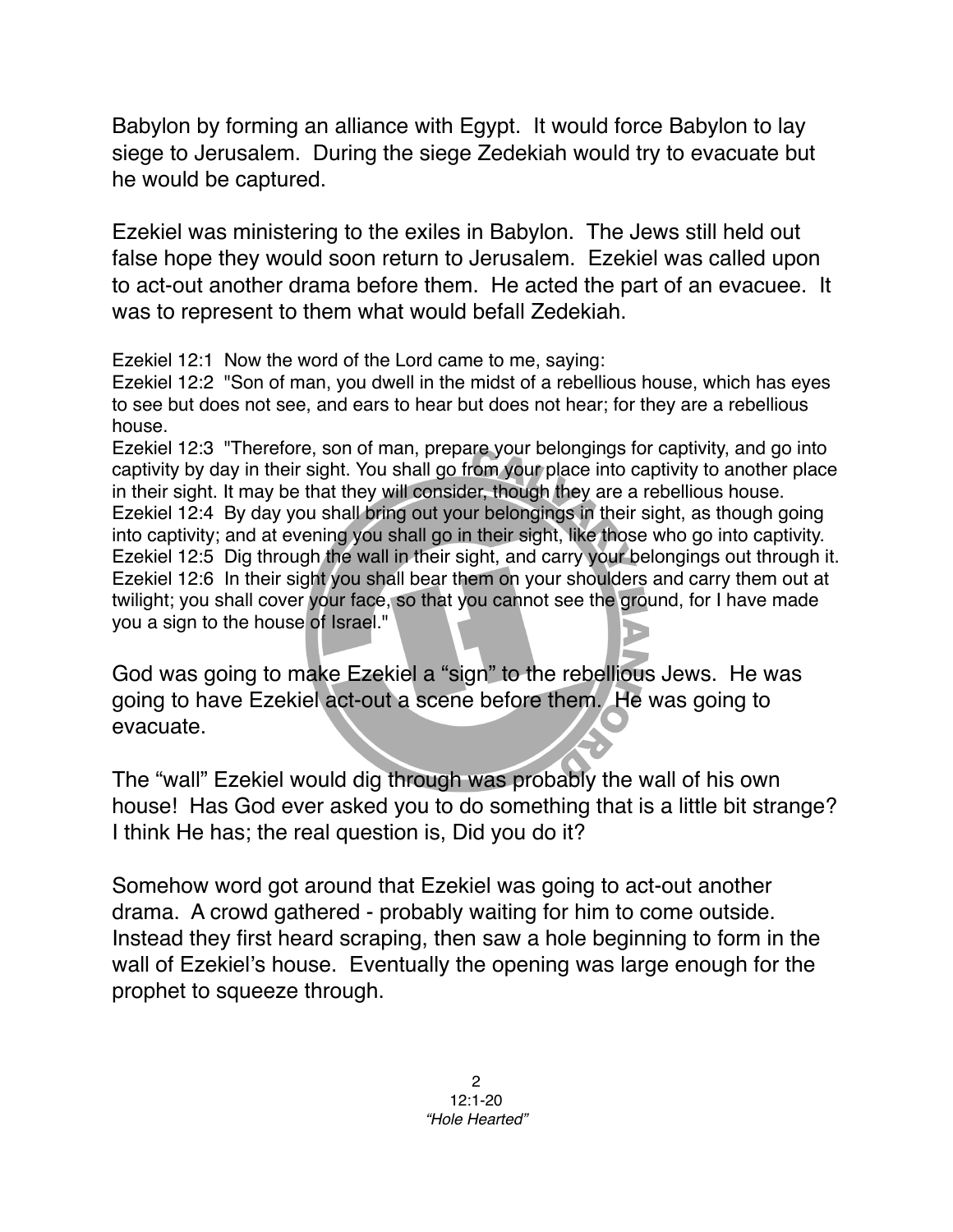Babylon by forming an alliance with Egypt. It would force Babylon to lay siege to Jerusalem. During the siege Zedekiah would try to evacuate but he would be captured.

Ezekiel was ministering to the exiles in Babylon. The Jews still held out false hope they would soon return to Jerusalem. Ezekiel was called upon to act-out another drama before them. He acted the part of an evacuee. It was to represent to them what would befall Zedekiah.

Ezekiel 12:1 Now the word of the Lord came to me, saying:
Ezekiel 12:2 "Son of man, you dwell in the midst of a rebellious house, which has eyes to see but does not see, and ears to hear but does not hear; for they are a rebellious house.
Ezekiel 12:3 "Therefore, son of man, prepare your belongings for captivity, and go into captivity by day in their sight. You shall go from your place into captivity to another place in their sight. It may be that they will consider, though they are a rebellious house.
Ezekiel 12:4 By day you shall bring out your belongings in their sight, as though going into captivity; and at evening you shall go in their sight, like those who go into captivity.
Ezekiel 12:5 Dig through the wall in their sight, and carry your belongings out through it.
Ezekiel 12:6 In their sight you shall bear them on your shoulders and carry them out at twilight; you shall cover your face, so that you cannot see the ground, for I have made you a sign to the house of Israel."

God was going to make Ezekiel a "sign" to the rebellious Jews. He was going to have Ezekiel act-out a scene before them. He was going to evacuate.

The "wall" Ezekiel would dig through was probably the wall of his own house! Has God ever asked you to do something that is a little bit strange? I think He has; the real question is, Did you do it?

Somehow word got around that Ezekiel was going to act-out another drama. A crowd gathered - probably waiting for him to come outside. Instead they first heard scraping, then saw a hole beginning to form in the wall of Ezekiel's house. Eventually the opening was large enough for the prophet to squeeze through.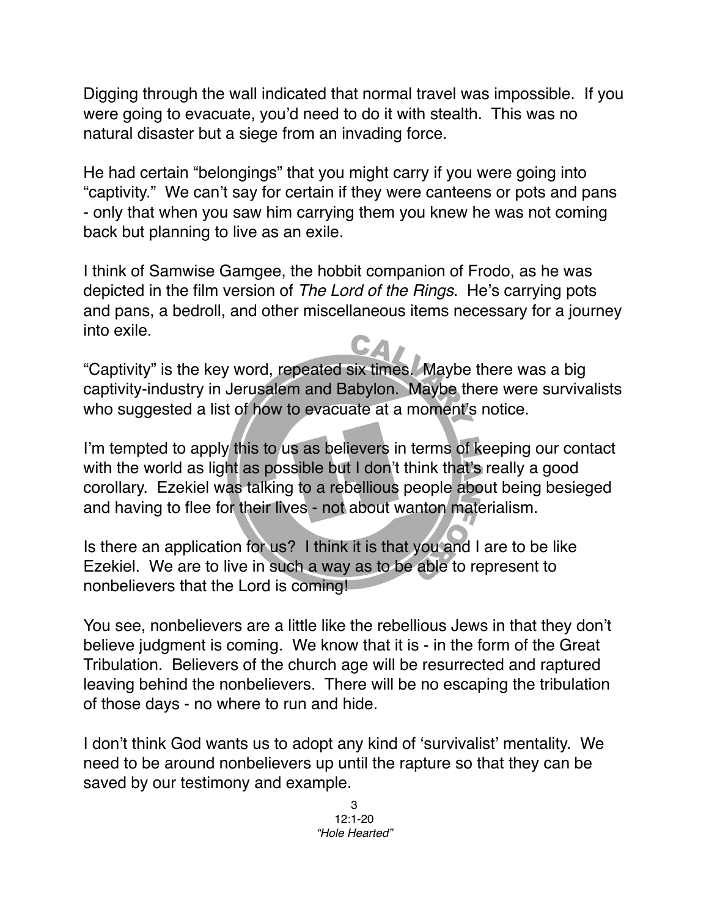Digging through the wall indicated that normal travel was impossible. If you were going to evacuate, you'd need to do it with stealth. This was no natural disaster but a siege from an invading force.

He had certain "belongings" that you might carry if you were going into "captivity." We can't say for certain if they were canteens or pots and pans - only that when you saw him carrying them you knew he was not coming back but planning to live as an exile.

I think of Samwise Gamgee, the hobbit companion of Frodo, as he was depicted in the film version of *The Lord of the Rings*. He's carrying pots and pans, a bedroll, and other miscellaneous items necessary for a journey into exile.

"Captivity" is the key word, repeated six times. Maybe there was a big captivity-industry in Jerusalem and Babylon. Maybe there were survivalists who suggested a list of how to evacuate at a moment's notice.

I'm tempted to apply this to us as believers in terms of keeping our contact with the world as light as possible but I don't think that's really a good corollary. Ezekiel was talking to a rebellious people about being besieged and having to flee for their lives - not about wanton materialism.

Is there an application for us? I think it is that you and I are to be like Ezekiel. We are to live in such a way as to be able to represent to nonbelievers that the Lord is coming!

You see, nonbelievers are a little like the rebellious Jews in that they don't believe judgment is coming. We know that it is - in the form of the Great Tribulation. Believers of the church age will be resurrected and raptured leaving behind the nonbelievers. There will be no escaping the tribulation of those days - no where to run and hide.

I don't think God wants us to adopt any kind of 'survivalist' mentality. We need to be around nonbelievers up until the rapture so that they can be saved by our testimony and example.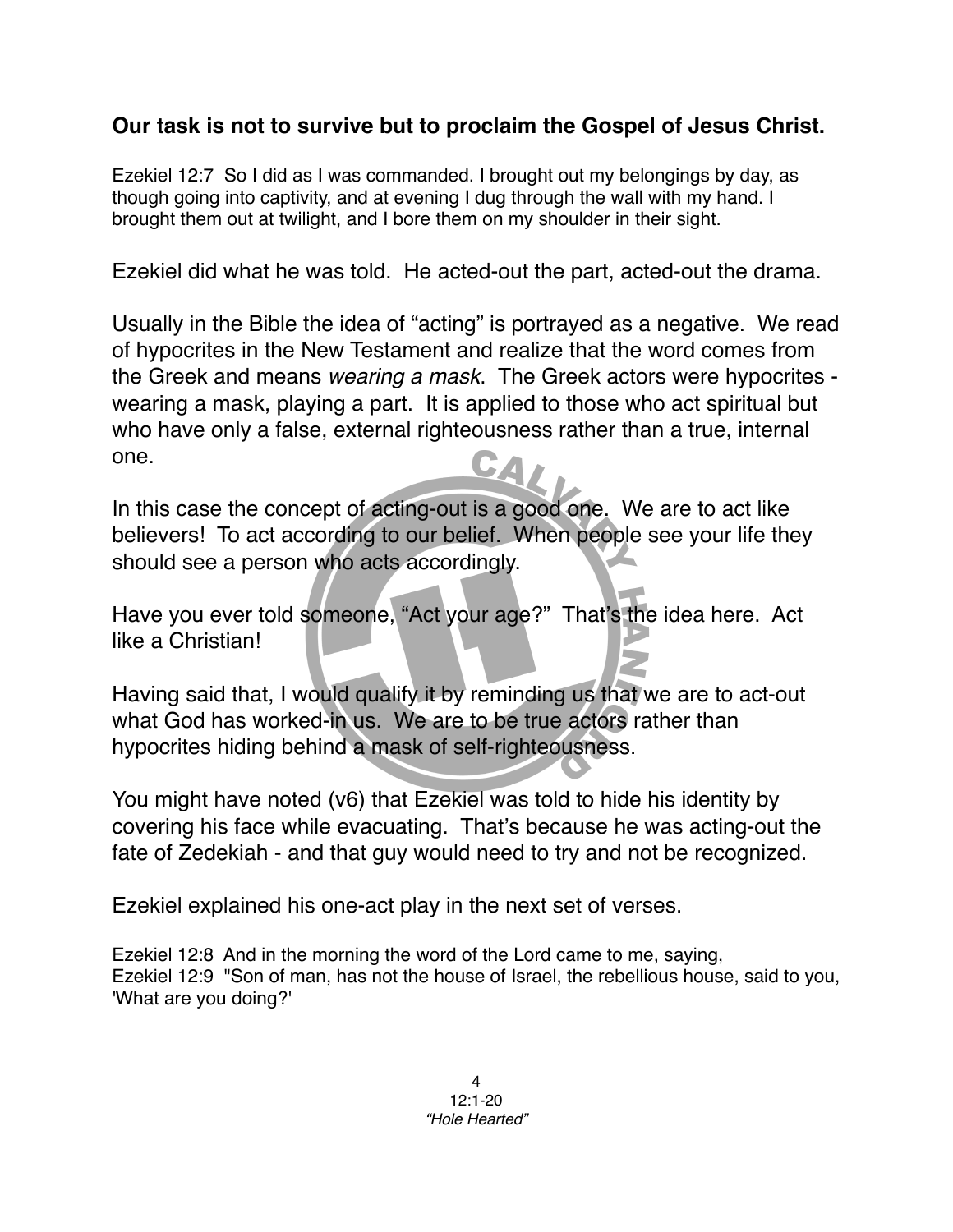**Our task is not to survive but to proclaim the Gospel of Jesus Christ.**

Ezekiel 12:7 So I did as I was commanded. I brought out my belongings by day, as though going into captivity, and at evening I dug through the wall with my hand. I brought them out at twilight, and I bore them on my shoulder in their sight.

Ezekiel did what he was told. He acted-out the part, acted-out the drama.

Usually in the Bible the idea of "acting" is portrayed as a negative. We read of hypocrites in the New Testament and realize that the word comes from the Greek and means *wearing a mask*. The Greek actors were hypocrites - wearing a mask, playing a part. It is applied to those who act spiritual but who have only a false, external righteousness rather than a true, internal one.

In this case the concept of acting-out is a good one. We are to act like believers! To act according to our belief. When people see your life they should see a person who acts accordingly.

Have you ever told someone, "Act your age?" That's the idea here. Act like a Christian!

Having said that, I would qualify it by reminding us that we are to act-out what God has worked-in us. We are to be true actors rather than hypocrites hiding behind a mask of self-righteousness.

You might have noted (v6) that Ezekiel was told to hide his identity by covering his face while evacuating. That's because he was acting-out the fate of Zedekiah - and that guy would need to try and not be recognized.

Ezekiel explained his one-act play in the next set of verses.

Ezekiel 12:8 And in the morning the word of the Lord came to me, saying,
Ezekiel 12:9 "Son of man, has not the house of Israel, the rebellious house, said to you, 'What are you doing?'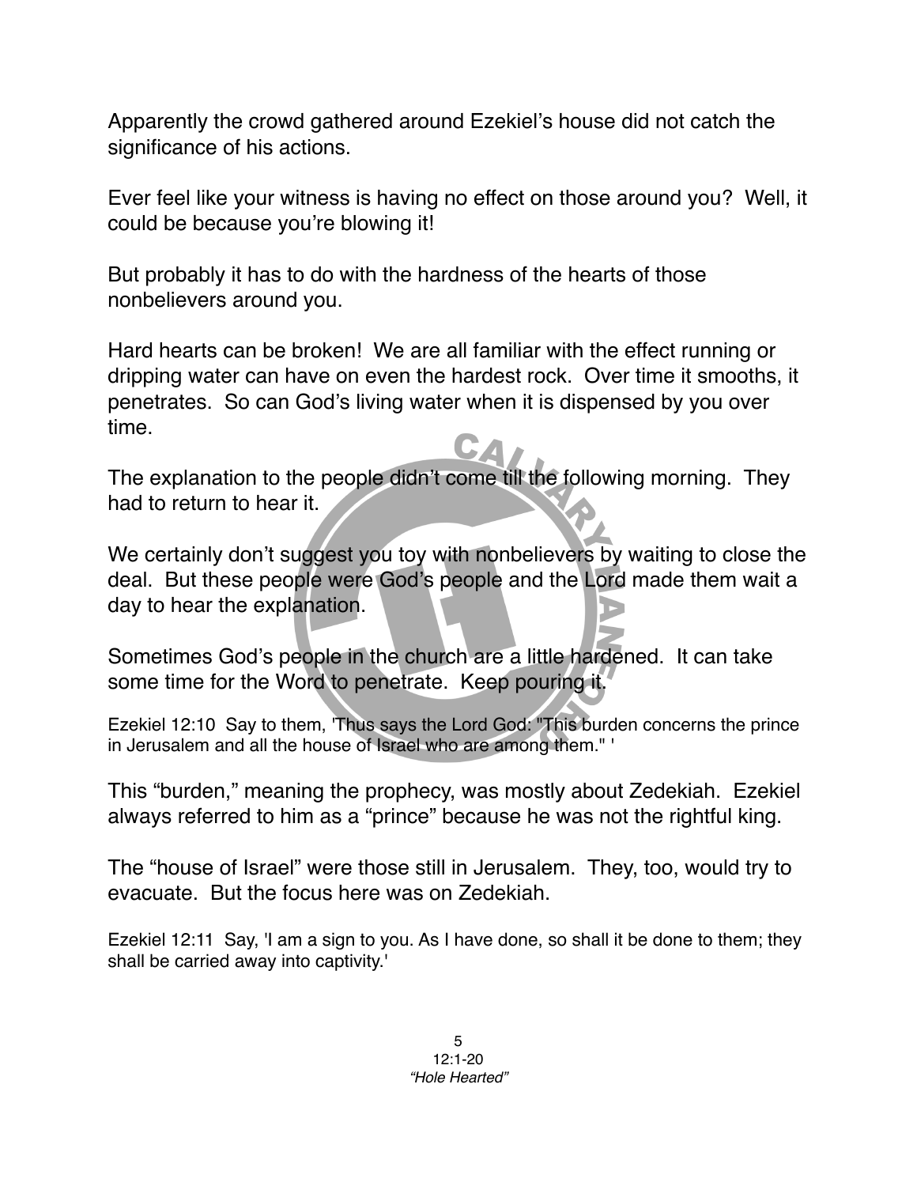Apparently the crowd gathered around Ezekiel's house did not catch the significance of his actions.

Ever feel like your witness is having no effect on those around you? Well, it could be because you're blowing it!

But probably it has to do with the hardness of the hearts of those nonbelievers around you.

Hard hearts can be broken! We are all familiar with the effect running or dripping water can have on even the hardest rock. Over time it smooths, it penetrates. So can God's living water when it is dispensed by you over time.

The explanation to the people didn't come till the following morning. They had to return to hear it.

We certainly don't suggest you toy with nonbelievers by waiting to close the deal. But these people were God's people and the Lord made them wait a day to hear the explanation.

Sometimes God's people in the church are a little hardened. It can take some time for the Word to penetrate. Keep pouring it.

Ezekiel 12:10 Say to them, 'Thus says the Lord God: "This burden concerns the prince in Jerusalem and all the house of Israel who are among them." '

This "burden," meaning the prophecy, was mostly about Zedekiah. Ezekiel always referred to him as a "prince" because he was not the rightful king.

The "house of Israel" were those still in Jerusalem. They, too, would try to evacuate. But the focus here was on Zedekiah.

Ezekiel 12:11 Say, 'I am a sign to you. As I have done, so shall it be done to them; they shall be carried away into captivity.'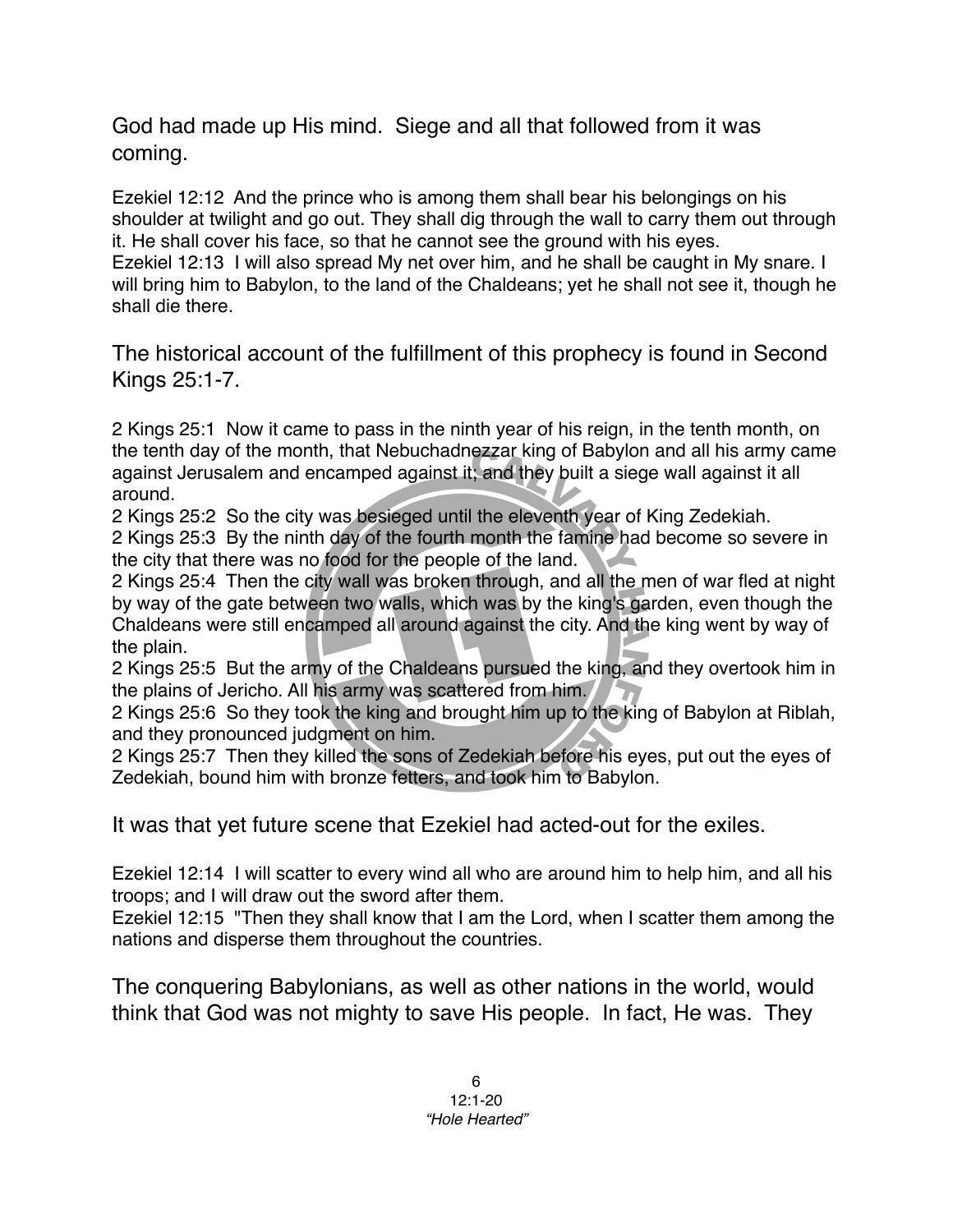God had made up His mind. Siege and all that followed from it was coming.

Ezekiel 12:12 And the prince who is among them shall bear his belongings on his shoulder at twilight and go out. They shall dig through the wall to carry them out through it. He shall cover his face, so that he cannot see the ground with his eyes.
Ezekiel 12:13 I will also spread My net over him, and he shall be caught in My snare. I will bring him to Babylon, to the land of the Chaldeans; yet he shall not see it, though he shall die there.

The historical account of the fulfillment of this prophecy is found in Second Kings 25:1-7.

2 Kings 25:1 Now it came to pass in the ninth year of his reign, in the tenth month, on the tenth day of the month, that Nebuchadnezzar king of Babylon and all his army came against Jerusalem and encamped against it; and they built a siege wall against it all around.
2 Kings 25:2 So the city was besieged until the eleventh year of King Zedekiah.
2 Kings 25:3 By the ninth day of the fourth month the famine had become so severe in the city that there was no food for the people of the land.
2 Kings 25:4 Then the city wall was broken through, and all the men of war fled at night by way of the gate between two walls, which was by the king's garden, even though the Chaldeans were still encamped all around against the city. And the king went by way of the plain.
2 Kings 25:5 But the army of the Chaldeans pursued the king, and they overtook him in the plains of Jericho. All his army was scattered from him.
2 Kings 25:6 So they took the king and brought him up to the king of Babylon at Riblah, and they pronounced judgment on him.
2 Kings 25:7 Then they killed the sons of Zedekiah before his eyes, put out the eyes of Zedekiah, bound him with bronze fetters, and took him to Babylon.

It was that yet future scene that Ezekiel had acted-out for the exiles.

Ezekiel 12:14 I will scatter to every wind all who are around him to help him, and all his troops; and I will draw out the sword after them.
Ezekiel 12:15 "Then they shall know that I am the Lord, when I scatter them among the nations and disperse them throughout the countries.

The conquering Babylonians, as well as other nations in the world, would think that God was not mighty to save His people. In fact, He was. They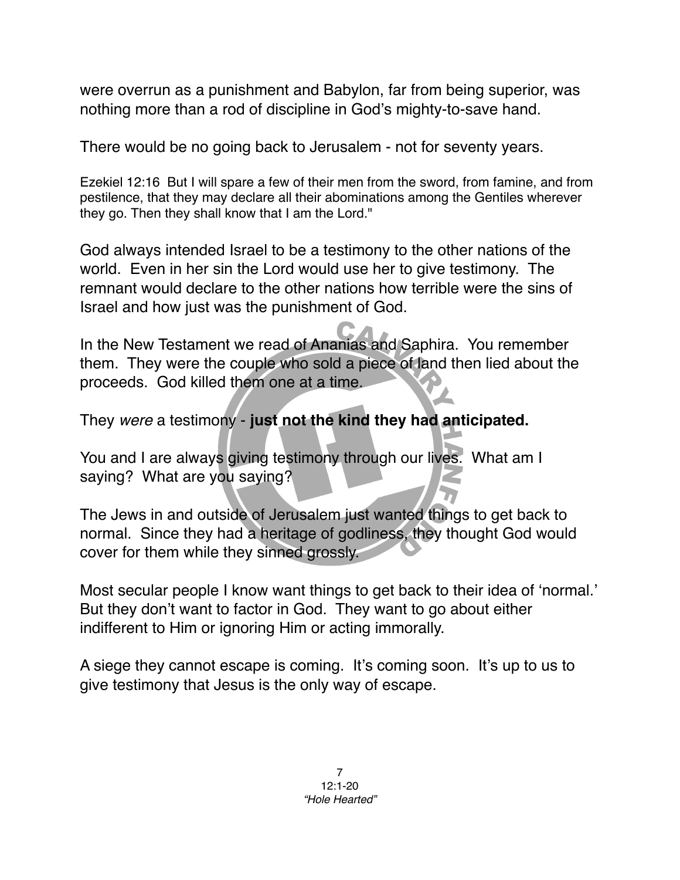were overrun as a punishment and Babylon, far from being superior, was nothing more than a rod of discipline in God's mighty-to-save hand.

There would be no going back to Jerusalem - not for seventy years.

Ezekiel 12:16 But I will spare a few of their men from the sword, from famine, and from pestilence, that they may declare all their abominations among the Gentiles wherever they go. Then they shall know that I am the Lord."

God always intended Israel to be a testimony to the other nations of the world. Even in her sin the Lord would use her to give testimony. The remnant would declare to the other nations how terrible were the sins of Israel and how just was the punishment of God.

In the New Testament we read of Ananias and Saphira. You remember them. They were the couple who sold a piece of land then lied about the proceeds. God killed them one at a time.

They *were* a testimony - **just not the kind they had anticipated.**

You and I are always giving testimony through our lives. What am I saying? What are you saying?

The Jews in and outside of Jerusalem just wanted things to get back to normal. Since they had a heritage of godliness, they thought God would cover for them while they sinned grossly.

Most secular people I know want things to get back to their idea of 'normal.' But they don't want to factor in God. They want to go about either indifferent to Him or ignoring Him or acting immorally.

A siege they cannot escape is coming. It's coming soon. It's up to us to give testimony that Jesus is the only way of escape.